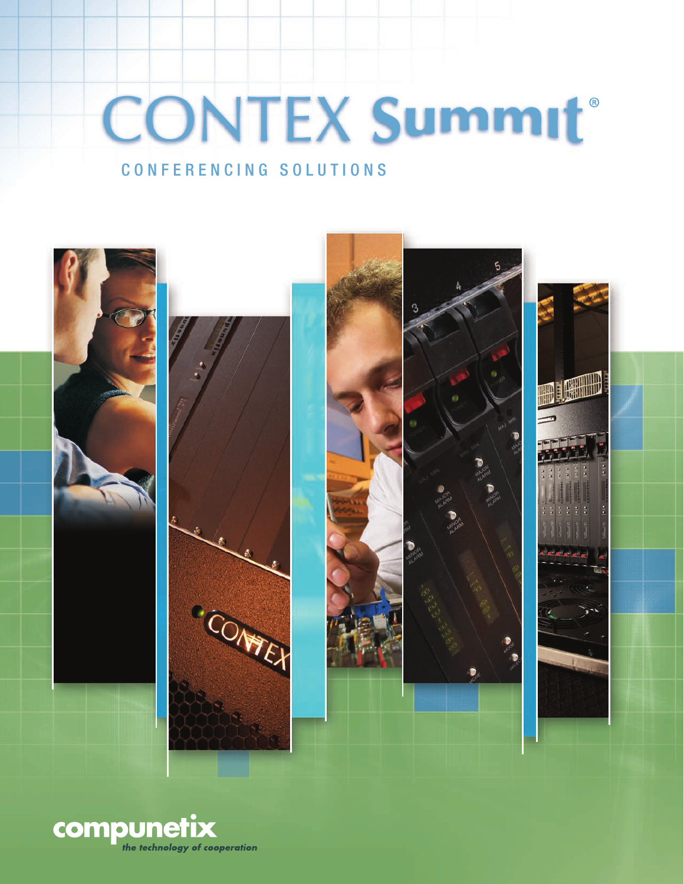# CONTEX Summit®

## CONFERENCING SOLUTIONS

**compunetix**

*the technology of cooperation*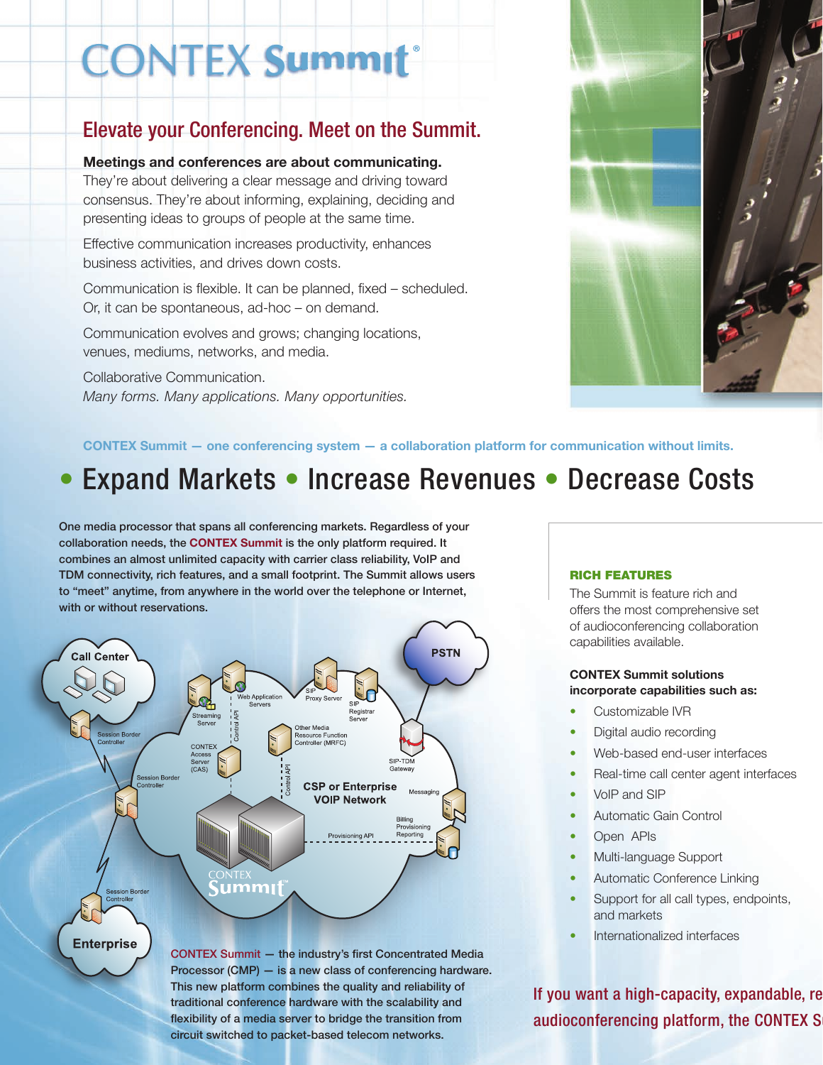# CONTEX Summit®

## Elevate your Conferencing. Meet on the Summit.

**Meetings and conferences are about communicating.** They're about delivering a clear message and driving toward consensus. They're about informing, explaining, deciding and presenting ideas to groups of people at the same time.

Effective communication increases productivity, enhances business activities, and drives down costs.

Communication is flexible. It can be planned, fixed – scheduled. Or, it can be spontaneous, ad-hoc – on demand.

Communication evolves and grows; changing locations, venues, mediums, networks, and media.

Collaborative Communication.
*Many forms. Many applications. Many opportunities.*

**CONTEX Summit — one conferencing system — a collaboration platform for communication without limits.**

## • Expand Markets • Increase Revenues • Decrease Costs

**One media processor that spans all conferencing markets. Regardless of your collaboration needs, the CONTEX Summit is the only platform required. It combines an almost unlimited capacity with carrier class reliability, VoIP and TDM connectivity, rich features, and a small footprint. The Summit allows users to "meet" anytime, from anywhere in the world over the telephone or Internet, with or without reservations.**

Call Center, Session Border Controller, Streaming Server, Web Application Servers, SIP Proxy Server, SIP Registrar Server, PSTN, Control API, Other Media Resource Function Controller (MRFC), CONTEX Access Server (CAS), SIP-TDM Gateway, Session Border Controller, Control API, CSP or Enterprise VOIP Network, Messaging, Billing Provisioning Reporting, Provisioning API, CONTEX Summit, Session Border Controller, Enterprise

**CONTEX Summit — the industry's first Concentrated Media Processor (CMP) — is a new class of conferencing hardware. This new platform combines the quality and reliability of traditional conference hardware with the scalability and flexibility of a media server to bridge the transition from circuit switched to packet-based telecom networks.**

### RICH FEATURES

The Summit is feature rich and offers the most comprehensive set of audioconferencing collaboration capabilities available.

**CONTEX Summit solutions incorporate capabilities such as:**

- Customizable IVR
- Digital audio recording
- Web-based end-user interfaces
- Real-time call center agent interfaces
- VoIP and SIP
- Automatic Gain Control
- Open APIs
- Multi-language Support
- Automatic Conference Linking
- Support for all call types, endpoints, and markets
- Internationalized interfaces

If you want a high-capacity, expandable, re audioconferencing platform, the CONTEX S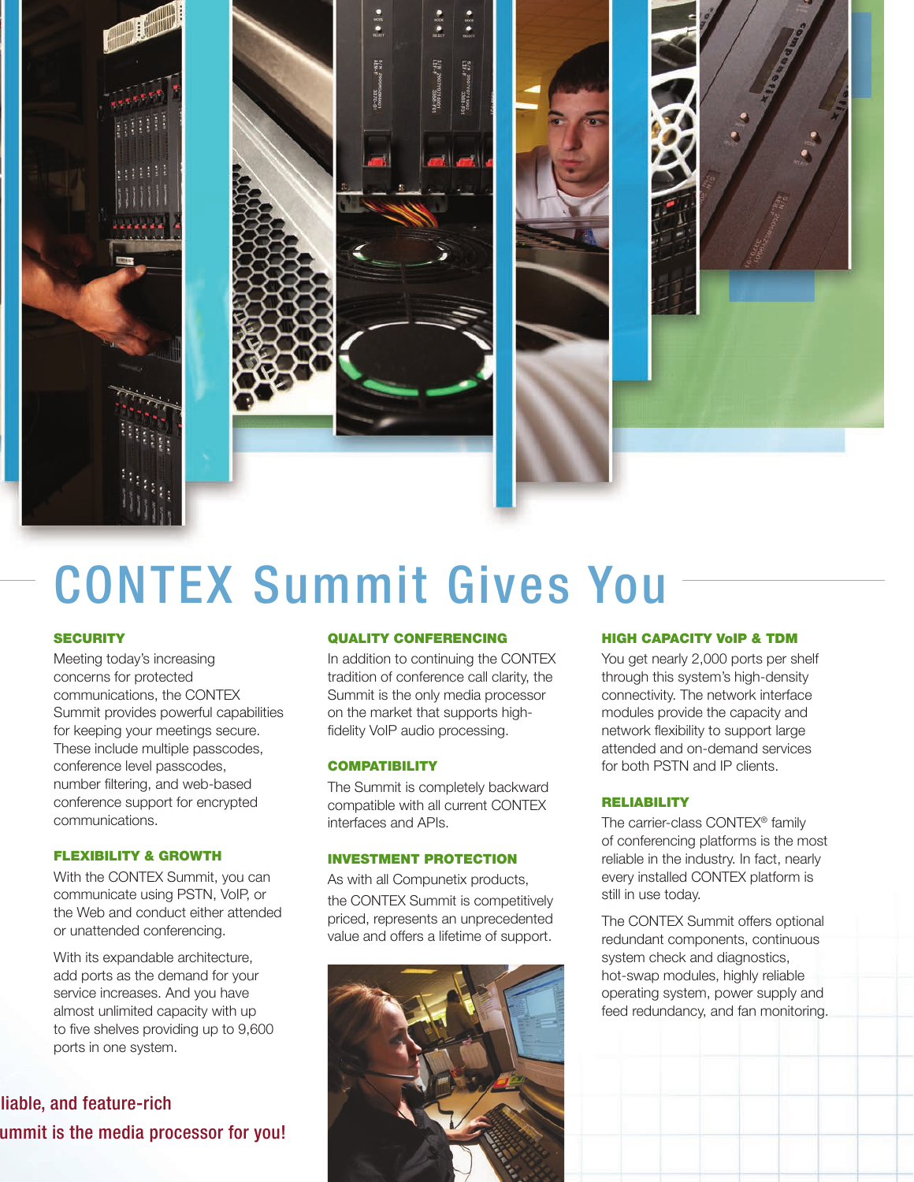# CONTEX Summit Gives You

### SECURITY

Meeting today's increasing concerns for protected communications, the CONTEX Summit provides powerful capabilities for keeping your meetings secure. These include multiple passcodes, conference level passcodes, number filtering, and web-based conference support for encrypted communications.

### FLEXIBILITY & GROWTH

With the CONTEX Summit, you can communicate using PSTN, VoIP, or the Web and conduct either attended or unattended conferencing.

With its expandable architecture, add ports as the demand for your service increases. And you have almost unlimited capacity with up to five shelves providing up to 9,600 ports in one system.

liable, and feature-rich
ummit is the media processor for you!

### QUALITY CONFERENCING

In addition to continuing the CONTEX tradition of conference call clarity, the Summit is the only media processor on the market that supports high-fidelity VoIP audio processing.

### COMPATIBILITY

The Summit is completely backward compatible with all current CONTEX interfaces and APIs.

### INVESTMENT PROTECTION

As with all Compunetix products, the CONTEX Summit is competitively priced, represents an unprecedented value and offers a lifetime of support.

### HIGH CAPACITY VoIP & TDM

You get nearly 2,000 ports per shelf through this system's high-density connectivity. The network interface modules provide the capacity and network flexibility to support large attended and on-demand services for both PSTN and IP clients.

### RELIABILITY

The carrier-class CONTEX® family of conferencing platforms is the most reliable in the industry. In fact, nearly every installed CONTEX platform is still in use today.

The CONTEX Summit offers optional redundant components, continuous system check and diagnostics, hot-swap modules, highly reliable operating system, power supply and feed redundancy, and fan monitoring.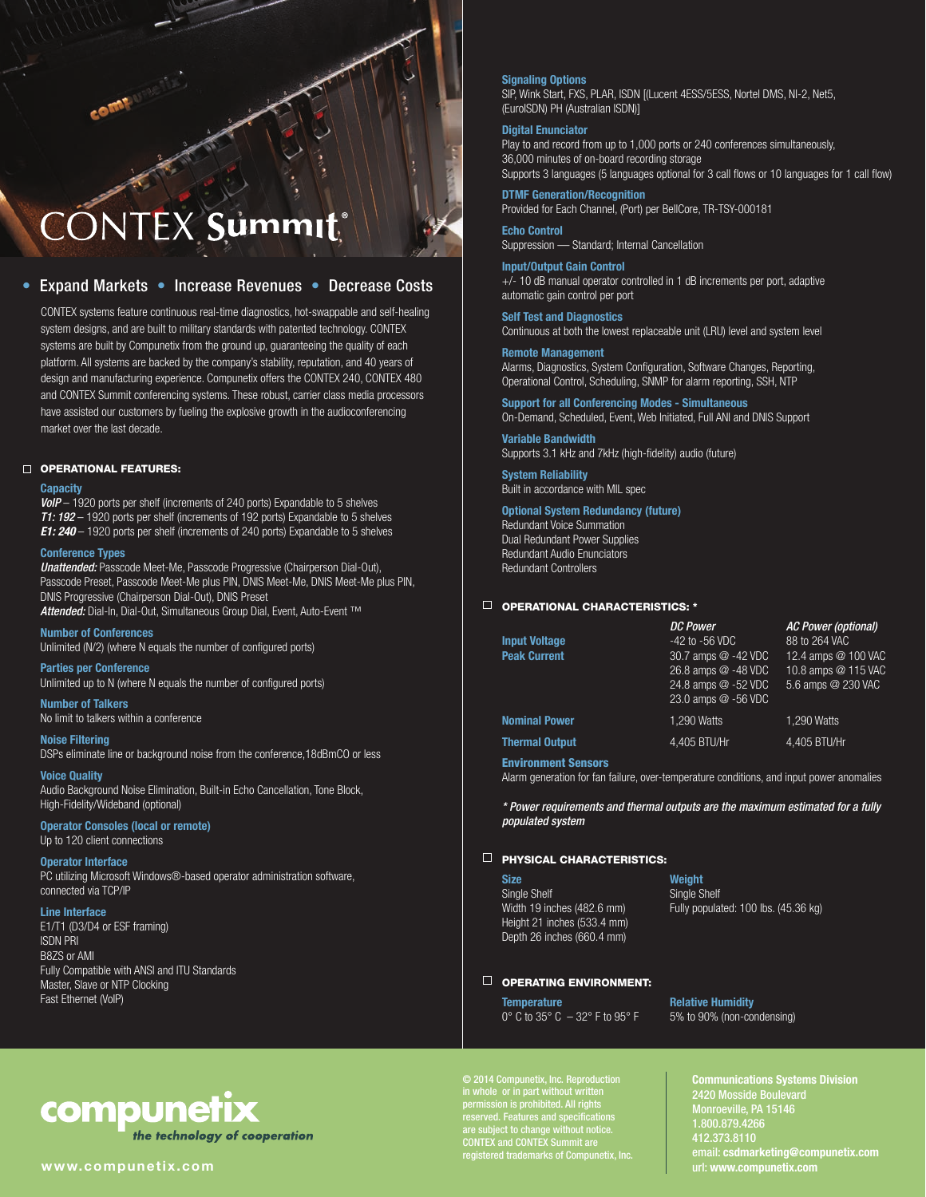# CONTEX Summit®

- Expand Markets • Increase Revenues • Decrease Costs

CONTEX systems feature continuous real-time diagnostics, hot-swappable and self-healing system designs, and are built to military standards with patented technology. CONTEX systems are built by Compunetix from the ground up, guaranteeing the quality of each platform. All systems are backed by the company's stability, reputation, and 40 years of design and manufacturing experience. Compunetix offers the CONTEX 240, CONTEX 480 and CONTEX Summit conferencing systems. These robust, carrier class media processors have assisted our customers by fueling the explosive growth in the audioconferencing market over the last decade.

## OPERATIONAL FEATURES:

### Capacity

***VoIP*** – 1920 ports per shelf (increments of 240 ports) Expandable to 5 shelves
***T1: 192*** – 1920 ports per shelf (increments of 192 ports) Expandable to 5 shelves
***E1: 240*** – 1920 ports per shelf (increments of 240 ports) Expandable to 5 shelves

### Conference Types

***Unattended:*** Passcode Meet-Me, Passcode Progressive (Chairperson Dial-Out), Passcode Preset, Passcode Meet-Me plus PIN, DNIS Meet-Me, DNIS Meet-Me plus PIN, DNIS Progressive (Chairperson Dial-Out), DNIS Preset
***Attended:*** Dial-In, Dial-Out, Simultaneous Group Dial, Event, Auto-Event ™

### Number of Conferences

Unlimited (N/2) (where N equals the number of configured ports)

### Parties per Conference

Unlimited up to N (where N equals the number of configured ports)

### Number of Talkers

No limit to talkers within a conference

### Noise Filtering

DSPs eliminate line or background noise from the conference,18dBmCO or less

### Voice Quality

Audio Background Noise Elimination, Built-in Echo Cancellation, Tone Block, High-Fidelity/Wideband (optional)

### Operator Consoles (local or remote)

Up to 120 client connections

### Operator Interface

PC utilizing Microsoft Windows®-based operator administration software, connected via TCP/IP

### Line Interface

E1/T1 (D3/D4 or ESF framing)
ISDN PRI
B8ZS or AMI
Fully Compatible with ANSI and ITU Standards
Master, Slave or NTP Clocking
Fast Ethernet (VoIP)

### Signaling Options

SIP, Wink Start, FXS, PLAR, ISDN [(Lucent 4ESS/5ESS, Nortel DMS, NI-2, Net5, (EuroISDN) PH (Australian ISDN)]

### Digital Enunciator

Play to and record from up to 1,000 ports or 240 conferences simultaneously, 36,000 minutes of on-board recording storage
Supports 3 languages (5 languages optional for 3 call flows or 10 languages for 1 call flow)

### DTMF Generation/Recognition

Provided for Each Channel, (Port) per BellCore, TR-TSY-000181

### Echo Control

Suppression — Standard; Internal Cancellation

### Input/Output Gain Control

+/- 10 dB manual operator controlled in 1 dB increments per port, adaptive automatic gain control per port

### Self Test and Diagnostics

Continuous at both the lowest replaceable unit (LRU) level and system level

### Remote Management

Alarms, Diagnostics, System Configuration, Software Changes, Reporting, Operational Control, Scheduling, SNMP for alarm reporting, SSH, NTP

### Support for all Conferencing Modes - Simultaneous

On-Demand, Scheduled, Event, Web Initiated, Full ANI and DNIS Support

### Variable Bandwidth

Supports 3.1 kHz and 7kHz (high-fidelity) audio (future)

### System Reliability

Built in accordance with MIL spec

### Optional System Redundancy (future)

Redundant Voice Summation
Dual Redundant Power Supplies
Redundant Audio Enunciators
Redundant Controllers

## OPERATIONAL CHARACTERISTICS: *

| | *DC Power* | *AC Power (optional)* |
|---|---|---|
| **Input Voltage** | -42 to -56 VDC | 88 to 264 VAC |
| **Peak Current** | 30.7 amps @ -42 VDC<br>26.8 amps @ -48 VDC<br>24.8 amps @ -52 VDC<br>23.0 amps @ -56 VDC | 12.4 amps @ 100 VAC<br>10.8 amps @ 115 VAC<br>5.6 amps @ 230 VAC |
| **Nominal Power** | 1,290 Watts | 1,290 Watts |
| **Thermal Output** | 4,405 BTU/Hr | 4,405 BTU/Hr |

### Environment Sensors

Alarm generation for fan failure, over-temperature conditions, and input power anomalies

*\* Power requirements and thermal outputs are the maximum estimated for a fully populated system*

## PHYSICAL CHARACTERISTICS:

### Size

Single Shelf
Width 19 inches (482.6 mm)
Height 21 inches (533.4 mm)
Depth 26 inches (660.4 mm)

### Weight

Single Shelf
Fully populated: 100 lbs. (45.36 kg)

## OPERATING ENVIRONMENT:

### Temperature

0° C to 35° C – 32° F to 95° F

### Relative Humidity

5% to 90% (non-condensing)

---

compunetix
*the technology of cooperation*

www.compunetix.com

© 2014 Compunetix, Inc. Reproduction in whole or in part without written permission is prohibited. All rights reserved. Features and specifications are subject to change without notice. CONTEX and CONTEX Summit are registered trademarks of Compunetix, Inc.

**Communications Systems Division**
2420 Mosside Boulevard
Monroeville, PA 15146
1.800.879.4266
412.373.8110
email: **csdmarketing@compunetix.com**
url: **www.compunetix.com**